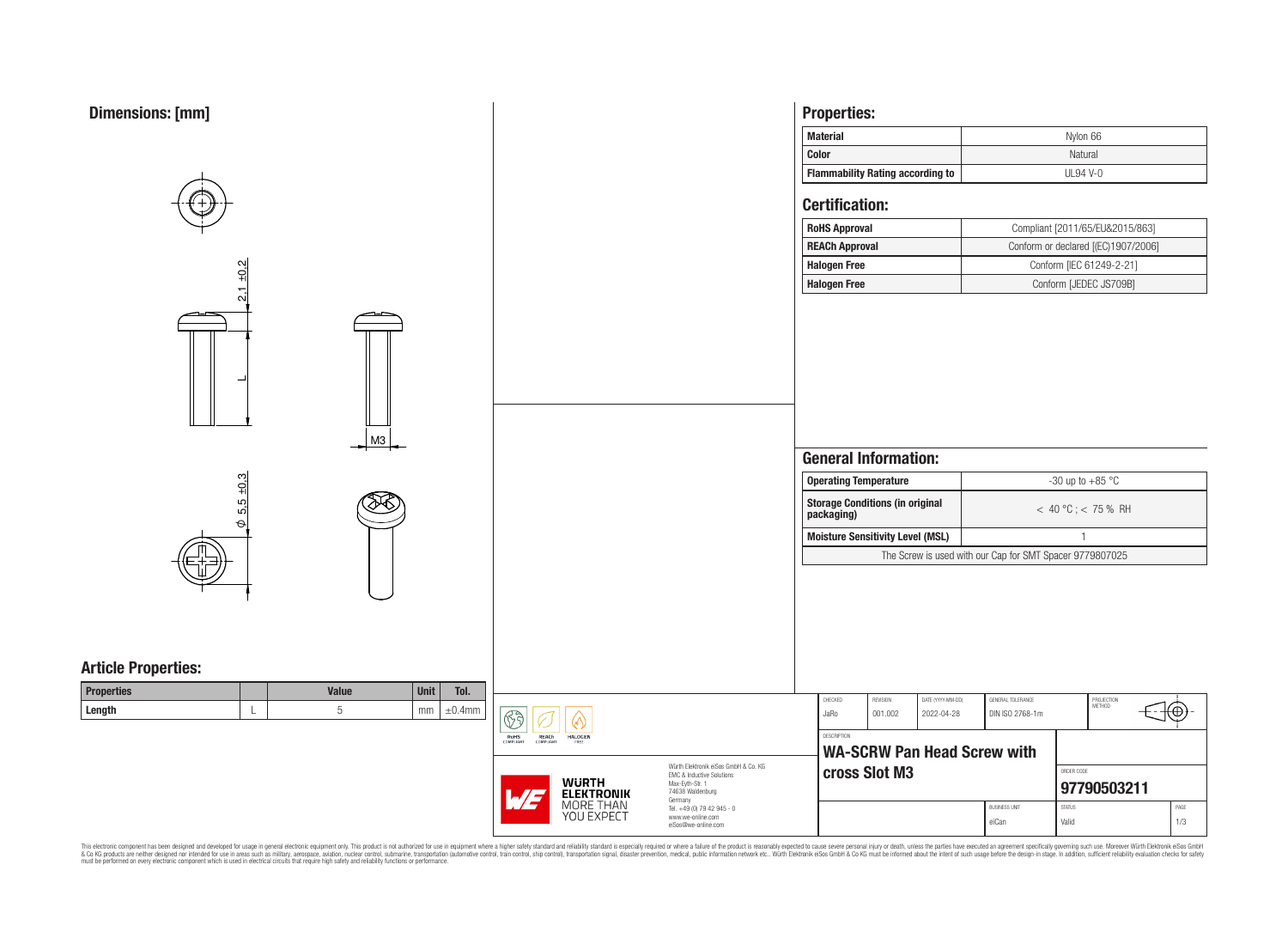## Dimensions: [mm]

2.1 ±0.2

L

M3

$\phi$ 5.5 ±0.3

## Article Properties:

| Properties | | Value | Unit | Tol. |
|---|---|---|---|---|
| Length | L | 5 | mm | ±0.4mm |

## Properties:

| | |
|---|---|
| **Material** | Nylon 66 |
| **Color** | Natural |
| **Flammability Rating according to** | UL94 V-0 |

## Certification:

| | |
|---|---|
| **RoHS Approval** | Compliant [2011/65/EU&2015/863] |
| **REACh Approval** | Conform or declared [(EC)1907/2006] |
| **Halogen Free** | Conform [IEC 61249-2-21] |
| **Halogen Free** | Conform [JEDEC JS709B] |

## General Information:

| | |
|---|---|
| **Operating Temperature** | -30 up to +85 °C |
| **Storage Conditions (in original packaging)** | < 40 °C ; < 75 % RH |
| **Moisture Sensitivity Level (MSL)** | 1 |
| The Screw is used with our Cap for SMT Spacer 9779807025 | |

RoHS COMPLIANT | REACh COMPLIANT | HALOGEN FREE

WÜRTH ELEKTRONIK MORE THAN YOU EXPECT

Würth Elektronik eiSos GmbH & Co. KG
EMC & Inductive Solutions
Max-Eyth-Str. 1
74638 Waldenburg
Germany
Tel. +49 (0) 79 42 945 - 0
www.we-online.com
eiSos@we-online.com

| CHECKED | REVISION | DATE (YYYY-MM-DD) | GENERAL TOLERANCE | PROJECTION METHOD |
|---|---|---|---|---|
| JaRo | 001.002 | 2022-04-28 | DIN ISO 2768-1m | |

DESCRIPTION
**WA-SCRW Pan Head Screw with cross Slot M3**

ORDER CODE
**97790503211**

| BUSINESS UNIT | STATUS | PAGE |
|---|---|---|
| eiCan | Valid | 1/3 |

This electronic component has been designed and developed for usage in general electronic equipment only. This product is not authorized for use in equipment where a higher safety standard and reliability standard is especially required or where a failure of the product is reasonably expected to cause severe personal injury or death, unless the parties have executed an agreement specifically governing such use. Moreover Würth Elektronik eiSos GmbH & Co KG products are neither designed nor intended for use in areas such as military, aerospace, aviation, nuclear control, submarine, transportation (automotive control, train control, ship control), transportation signal, disaster prevention, medical, public information network etc.. Würth Elektronik eiSos GmbH & Co KG must be informed about the intent of such usage before the design-in stage. In addition, sufficient reliability evaluation checks for safety must be performed on every electronic component which is used in electrical circuits that require high safety and reliability functions or performance.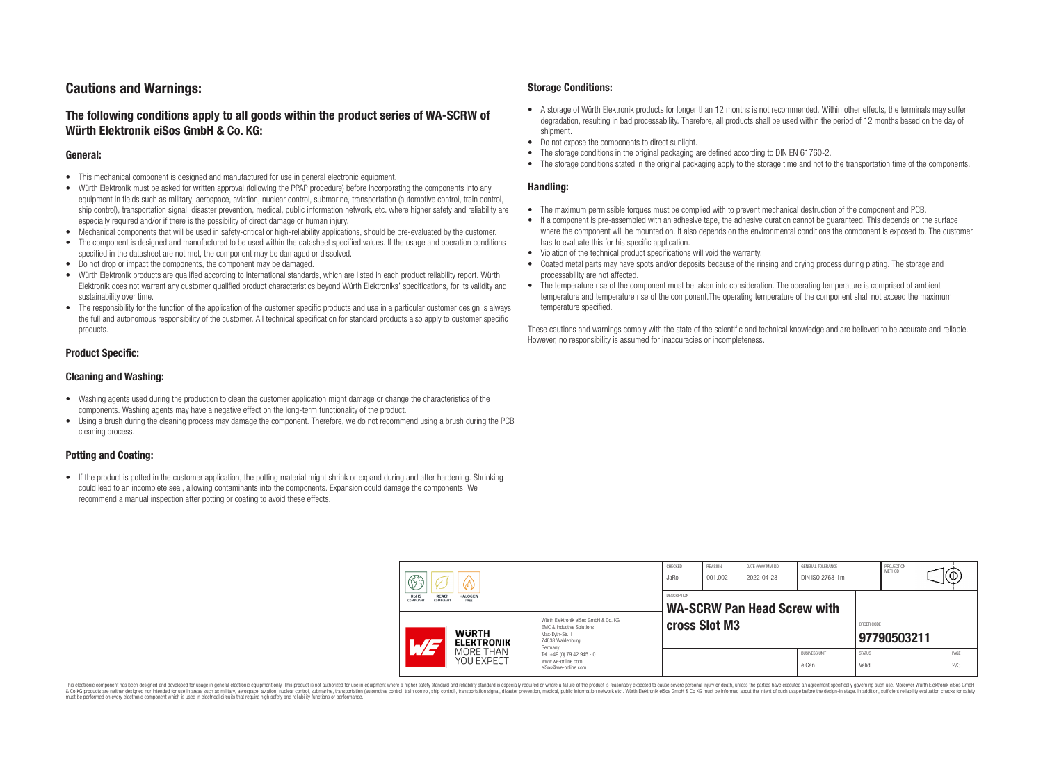# Cautions and Warnings:

## The following conditions apply to all goods within the product series of WA-SCRW of Würth Elektronik eiSos GmbH & Co. KG:

### General:

- This mechanical component is designed and manufactured for use in general electronic equipment.
- Würth Elektronik must be asked for written approval (following the PPAP procedure) before incorporating the components into any equipment in fields such as military, aerospace, aviation, nuclear control, submarine, transportation (automotive control, train control, ship control), transportation signal, disaster prevention, medical, public information network, etc. where higher safety and reliability are especially required and/or if there is the possibility of direct damage or human injury.
- Mechanical components that will be used in safety-critical or high-reliability applications, should be pre-evaluated by the customer.
- The component is designed and manufactured to be used within the datasheet specified values. If the usage and operation conditions specified in the datasheet are not met, the component may be damaged or dissolved.
- Do not drop or impact the components, the component may be damaged.
- Würth Elektronik products are qualified according to international standards, which are listed in each product reliability report. Würth Elektronik does not warrant any customer qualified product characteristics beyond Würth Elektroniks' specifications, for its validity and sustainability over time.
- The responsibility for the function of the application of the customer specific products and use in a particular customer design is always the full and autonomous responsibility of the customer. All technical specification for standard products also apply to customer specific products.

### Product Specific:

### Cleaning and Washing:

- Washing agents used during the production to clean the customer application might damage or change the characteristics of the components. Washing agents may have a negative effect on the long-term functionality of the product.
- Using a brush during the cleaning process may damage the component. Therefore, we do not recommend using a brush during the PCB cleaning process.

### Potting and Coating:

- If the product is potted in the customer application, the potting material might shrink or expand during and after hardening. Shrinking could lead to an incomplete seal, allowing contaminants into the components. Expansion could damage the components. We recommend a manual inspection after potting or coating to avoid these effects.

### Storage Conditions:

- A storage of Würth Elektronik products for longer than 12 months is not recommended. Within other effects, the terminals may suffer degradation, resulting in bad processability. Therefore, all products shall be used within the period of 12 months based on the day of shipment.
- Do not expose the components to direct sunlight.
- The storage conditions in the original packaging are defined according to DIN EN 61760-2.
- The storage conditions stated in the original packaging apply to the storage time and not to the transportation time of the components.

### Handling:

- The maximum permissible torques must be complied with to prevent mechanical destruction of the component and PCB.
- If a component is pre-assembled with an adhesive tape, the adhesive duration cannot be guaranteed. This depends on the surface where the component will be mounted on. It also depends on the environmental conditions the component is exposed to. The customer has to evaluate this for his specific application.
- Violation of the technical product specifications will void the warranty.
- Coated metal parts may have spots and/or deposits because of the rinsing and drying process during plating. The storage and processability are not affected.
- The temperature rise of the component must be taken into consideration. The operating temperature is comprised of ambient temperature and temperature rise of the component.The operating temperature of the component shall not exceed the maximum temperature specified.

These cautions and warnings comply with the state of the scientific and technical knowledge and are believed to be accurate and reliable. However, no responsibility is assumed for inaccuracies or incompleteness.

| CHECKED | REVISION | DATE (YYYY-MM-DD) | GENERAL TOLERANCE | PROJECTION METHOD |
|---|---|---|---|---|
| JaRo | 001.002 | 2022-04-28 | DIN ISO 2768-1m | |

DESCRIPTION: **WA-SCRW Pan Head Screw with cross Slot M3**

ORDER CODE: **97790503211**

| BUSINESS UNIT | STATUS | PAGE |
|---|---|---|
| eiCan | Valid | 2/3 |

Würth Elektronik eiSos GmbH & Co. KG
EMC & Inductive Solutions
Max-Eyth-Str. 1
74638 Waldenburg
Germany
Tel. +49 (0) 79 42 945 - 0
www.we-online.com
eiSos@we-online.com

This electronic component has been designed and developed for usage in general electronic equipment only. This product is not authorized for use in equipment where a higher safety standard and reliability standard is especially required or where a failure of the product is reasonably expected to cause severe personal injury or death, unless the parties have executed an agreement specifically governing such use. Moreover Würth Elektronik eiSos GmbH & Co KG products are neither designed nor intended for use in areas such as military, aerospace, aviation, nuclear control, submarine, transportation (automotive control, train control, ship control), transportation signal, disaster prevention, medical, public information network etc.. Würth Elektronik eiSos GmbH & Co KG must be informed about the intent of such usage before the design-in stage. In addition, sufficient reliability evaluation checks for safety must be performed on every electronic component which is used in electrical circuits that require high safety and reliability functions or performance.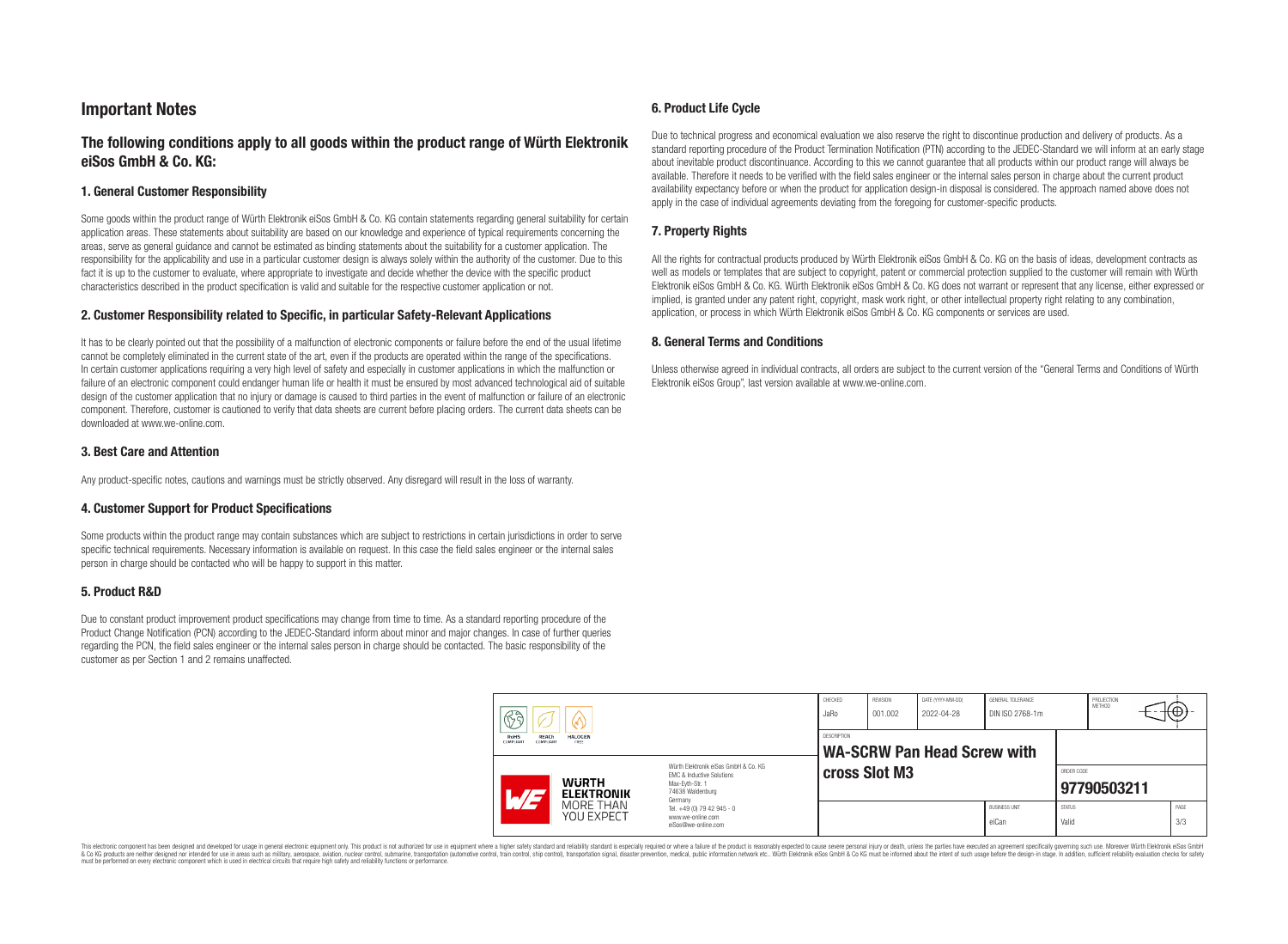# Important Notes

## The following conditions apply to all goods within the product range of Würth Elektronik eiSos GmbH & Co. KG:

### 1. General Customer Responsibility

Some goods within the product range of Würth Elektronik eiSos GmbH & Co. KG contain statements regarding general suitability for certain application areas. These statements about suitability are based on our knowledge and experience of typical requirements concerning the areas, serve as general guidance and cannot be estimated as binding statements about the suitability for a customer application. The responsibility for the applicability and use in a particular customer design is always solely within the authority of the customer. Due to this fact it is up to the customer to evaluate, where appropriate to investigate and decide whether the device with the specific product characteristics described in the product specification is valid and suitable for the respective customer application or not.

### 2. Customer Responsibility related to Specific, in particular Safety-Relevant Applications

It has to be clearly pointed out that the possibility of a malfunction of electronic components or failure before the end of the usual lifetime cannot be completely eliminated in the current state of the art, even if the products are operated within the range of the specifications. In certain customer applications requiring a very high level of safety and especially in customer applications in which the malfunction or failure of an electronic component could endanger human life or health it must be ensured by most advanced technological aid of suitable design of the customer application that no injury or damage is caused to third parties in the event of malfunction or failure of an electronic component. Therefore, customer is cautioned to verify that data sheets are current before placing orders. The current data sheets can be downloaded at www.we-online.com.

### 3. Best Care and Attention

Any product-specific notes, cautions and warnings must be strictly observed. Any disregard will result in the loss of warranty.

### 4. Customer Support for Product Specifications

Some products within the product range may contain substances which are subject to restrictions in certain jurisdictions in order to serve specific technical requirements. Necessary information is available on request. In this case the field sales engineer or the internal sales person in charge should be contacted who will be happy to support in this matter.

### 5. Product R&D

Due to constant product improvement product specifications may change from time to time. As a standard reporting procedure of the Product Change Notification (PCN) according to the JEDEC-Standard inform about minor and major changes. In case of further queries regarding the PCN, the field sales engineer or the internal sales person in charge should be contacted. The basic responsibility of the customer as per Section 1 and 2 remains unaffected.

### 6. Product Life Cycle

Due to technical progress and economical evaluation we also reserve the right to discontinue production and delivery of products. As a standard reporting procedure of the Product Termination Notification (PTN) according to the JEDEC-Standard we will inform at an early stage about inevitable product discontinuance. According to this we cannot guarantee that all products within our product range will always be available. Therefore it needs to be verified with the field sales engineer or the internal sales person in charge about the current product availability expectancy before or when the product for application design-in disposal is considered. The approach named above does not apply in the case of individual agreements deviating from the foregoing for customer-specific products.

### 7. Property Rights

All the rights for contractual products produced by Würth Elektronik eiSos GmbH & Co. KG on the basis of ideas, development contracts as well as models or templates that are subject to copyright, patent or commercial protection supplied to the customer will remain with Würth Elektronik eiSos GmbH & Co. KG. Würth Elektronik eiSos GmbH & Co. KG does not warrant or represent that any license, either expressed or implied, is granted under any patent right, copyright, mask work right, or other intellectual property right relating to any combination, application, or process in which Würth Elektronik eiSos GmbH & Co. KG components or services are used.

### 8. General Terms and Conditions

Unless otherwise agreed in individual contracts, all orders are subject to the current version of the "General Terms and Conditions of Würth Elektronik eiSos Group", last version available at www.we-online.com.

| | | | | | | |
|---|---|---|---|---|---|---|
| RoHS COMPLIANT / REACh COMPLIANT / HALOGEN FREE | CHECKED: JaRo | REVISION: 001.002 | DATE (YYYY-MM-DD): 2022-04-28 | GENERAL TOLERANCE: DIN ISO 2768-1m | PROJECTION METHOD | |
| Würth Elektronik eiSos GmbH & Co. KG, EMC & Inductive Solutions, Max-Eyth-Str. 1, 74638 Waldenburg, Germany, Tel. +49 (0) 79 42 945 - 0, www.we-online.com, eiSos@we-online.com | DESCRIPTION: WA-SCRW Pan Head Screw with cross Slot M3 | | | | ORDER CODE: 97790503211 | |
| | | | | BUSINESS UNIT: eiCan | STATUS: Valid | PAGE: 3/3 |

This electronic component has been designed and developed for usage in general electronic equipment only. This product is not authorized for use in equipment where a higher safety standard and reliability standard is especially required or where a failure of the product is reasonably expected to cause severe personal injury or death, unless the parties have executed an agreement specifically governing such use. Moreover Würth Elektronik eiSos GmbH & Co KG products are neither designed nor intended for use in areas such as military, aerospace, aviation, nuclear control, submarine, transportation (automotive control, train control, ship control), transportation signal, disaster prevention, medical, public information network etc.. Würth Elektronik eiSos GmbH & Co KG must be informed about the intent of such usage before the design-in stage. In addition, sufficient reliability evaluation checks for safety must be performed on every electronic component which is used in electrical circuits that require high safety and reliability functions or performance.